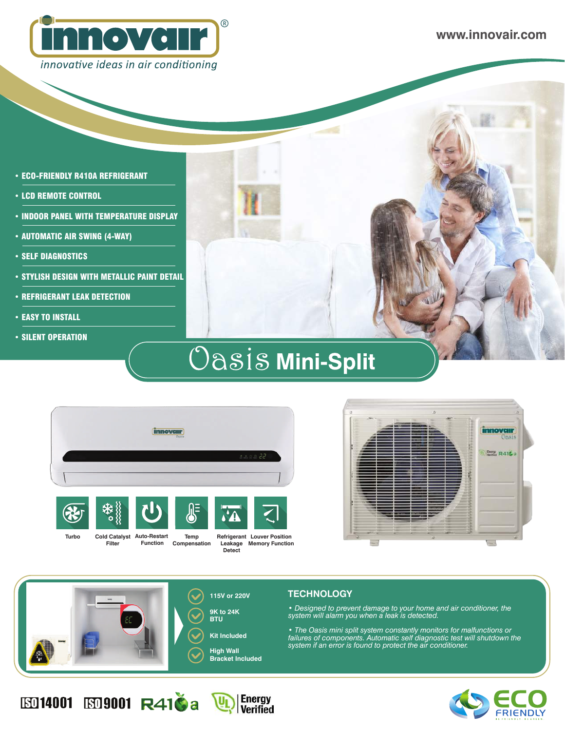innovair®

innovative ideas in air conditioning

www.innovair.com

- ECO-FRIENDLY R410A REFRIGERANT
- LCD REMOTE CONTROL
- INDOOR PANEL WITH TEMPERATURE DISPLAY
- AUTOMATIC AIR SWING (4-WAY)
- SELF DIAGNOSTICS
- STYLISH DESIGN WITH METALLIC PAINT DETAIL
- REFRIGERANT LEAK DETECTION
- EASY TO INSTALL
- SILENT OPERATION

# Oasis Mini-Split

Turbo | Cold Catalyst Filter | Auto-Restart Function | Temp Compensation | Refrigerant Leakage Detect | Louver Position Memory Function

- 115V or 220V
- 9K to 24K BTU
- Kit Included
- High Wall Bracket Included

## TECHNOLOGY

*• Designed to prevent damage to your home and air conditioner, the system will alarm you when a leak is detected.*

*• The Oasis mini split system constantly monitors for malfunctions or failures of components. Automatic self diagnostic test will shutdown the system if an error is found to protect the air conditioner.*

ISO 14001 ISO 9001 R410a UL Energy Verified

ECO FRIENDLY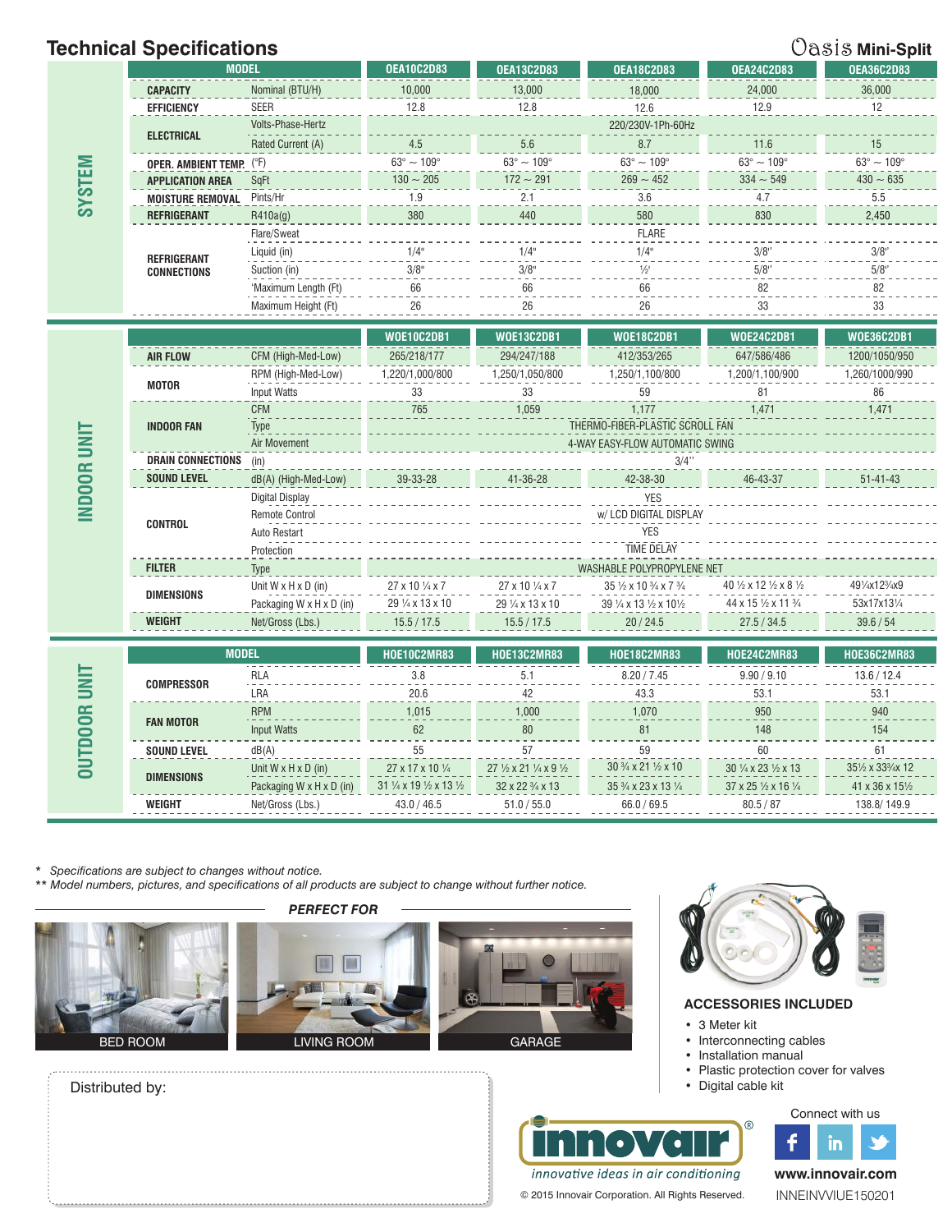## Technical Specifications

Oasis Mini-Split

| | MODEL | | OEA10C2D83 | OEA13C2D83 | OEA18C2D83 | OEA24C2D83 | OEA36C2D83 |
|---|---|---|---|---|---|---|---|
| SYSTEM | CAPACITY | Nominal (BTU/H) | 10,000 | 13,000 | 18,000 | 24,000 | 36,000 |
| | EFFICIENCY | SEER | 12.8 | 12.8 | 12.6 | 12.9 | 12 |
| | ELECTRICAL | Volts-Phase-Hertz | | | 220/230V-1Ph-60Hz | | |
| | | Rated Current (A) | 4.5 | 5.6 | 8.7 | 11.6 | 15 |
| | OPER. AMBIENT TEMP. | (°F) | 63° ~ 109° | 63° ~ 109° | 63° ~ 109° | 63° ~ 109° | 63° ~ 109° |
| | APPLICATION AREA | SqFt | 130 ~ 205 | 172 ~ 291 | 269 ~ 452 | 334 ~ 549 | 430 ~ 635 |
| | MOISTURE REMOVAL | Pints/Hr | 1.9 | 2.1 | 3.6 | 4.7 | 5.5 |
| | REFRIGERANT | R410a(g) | 380 | 440 | 580 | 830 | 2,450 |
| | REFRIGERANT CONNECTIONS | Flare/Sweat | | | FLARE | | |
| | | Liquid (in) | 1/4" | 1/4" | 1/4" | 3/8" | 3/8" |
| | | Suction (in) | 3/8" | 3/8" | ½" | 5/8" | 5/8" |
| | | 'Maximum Length (Ft) | 66 | 66 | 66 | 82 | 82 |
| | | Maximum Height (Ft) | 26 | 26 | 26 | 33 | 33 |
| INDOOR UNIT | | | WOE10C2DB1 | WOE13C2DB1 | WOE18C2DB1 | WOE24C2DB1 | WOE36C2DB1 |
| | AIR FLOW | CFM (High-Med-Low) | 265/218/177 | 294/247/188 | 412/353/265 | 647/586/486 | 1200/1050/950 |
| | MOTOR | RPM (High-Med-Low) | 1,220/1,000/800 | 1,250/1,050/800 | 1,250/1,100/800 | 1,200/1,100/900 | 1,260/1000/990 |
| | | Input Watts | 33 | 33 | 59 | 81 | 86 |
| | INDOOR FAN | CFM | 765 | 1,059 | 1,177 | 1,471 | 1,471 |
| | | Type | | | THERMO-FIBER-PLASTIC SCROLL FAN | | |
| | | Air Movement | | | 4-WAY EASY-FLOW AUTOMATIC SWING | | |
| | DRAIN CONNECTIONS | (in) | | | 3/4" | | |
| | SOUND LEVEL | dB(A) (High-Med-Low) | 39-33-28 | 41-36-28 | 42-38-30 | 46-43-37 | 51-41-43 |
| | CONTROL | Digital Display | | | YES | | |
| | | Remote Control | | | w/ LCD DIGITAL DISPLAY | | |
| | | Auto Restart | | | YES | | |
| | | Protection | | | TIME DELAY | | |
| | FILTER | Type | | | WASHABLE POLYPROPYLENE NET | | |
| | DIMENSIONS | Unit W x H x D (in) | 27 x 10 ¼ x 7 | 27 x 10 ¼ x 7 | 35 ½ x 10 ¾ x 7 ¾ | 40 ½ x 12 ½ x 8 ½ | 49¼x12¾x9 |
| | | Packaging W x H x D (in) | 29 ¼ x 13 x 10 | 29 ¼ x 13 x 10 | 39 ¼ x 13 ½ x 10½ | 44 x 15 ½ x 11 ¾ | 53x17x13¼ |
| | WEIGHT | Net/Gross (Lbs.) | 15.5 / 17.5 | 15.5 / 17.5 | 20 / 24.5 | 27.5 / 34.5 | 39.6 / 54 |
| OUTDOOR UNIT | MODEL | | HOE10C2MR83 | HOE13C2MR83 | HOE18C2MR83 | HOE24C2MR83 | HOE36C2MR83 |
| | COMPRESSOR | RLA | 3.8 | 5.1 | 8.20 / 7.45 | 9.90 / 9.10 | 13.6 / 12.4 |
| | | LRA | 20.6 | 42 | 43.3 | 53.1 | 53.1 |
| | FAN MOTOR | RPM | 1,015 | 1,000 | 1,070 | 950 | 940 |
| | | Input Watts | 62 | 80 | 81 | 148 | 154 |
| | SOUND LEVEL | dB(A) | 55 | 57 | 59 | 60 | 61 |
| | DIMENSIONS | Unit W x H x D (in) | 27 x 17 x 10 ¼ | 27 ½ x 21 ¼ x 9 ½ | 30 ¾ x 21 ½ x 10 | 30 ¼ x 23 ½ x 13 | 35½ x 33¾x 12 |
| | | Packaging W x H x D (in) | 31 ¼ x 19 ½ x 13 ½ | 32 x 22 ¾ x 13 | 35 ¾ x 23 x 13 ¼ | 37 x 25 ½ x 16 ¼ | 41 x 36 x 15½ |
| | WEIGHT | Net/Gross (Lbs.) | 43.0 / 46.5 | 51.0 / 55.0 | 66.0 / 69.5 | 80.5 / 87 | 138.8/ 149.9 |

* *Specifications are subject to changes without notice.*
** *Model numbers, pictures, and specifications of all products are subject to change without further notice.*

### PERFECT FOR

BED ROOM — LIVING ROOM — GARAGE

### ACCESSORIES INCLUDED

- 3 Meter kit
- Interconnecting cables
- Installation manual
- Plastic protection cover for valves
- Digital cable kit

Distributed by:

innovair — innovative ideas in air conditioning

© 2015 Innovair Corporation. All Rights Reserved.

Connect with us

www.innovair.com

INNEINVVIUE150201